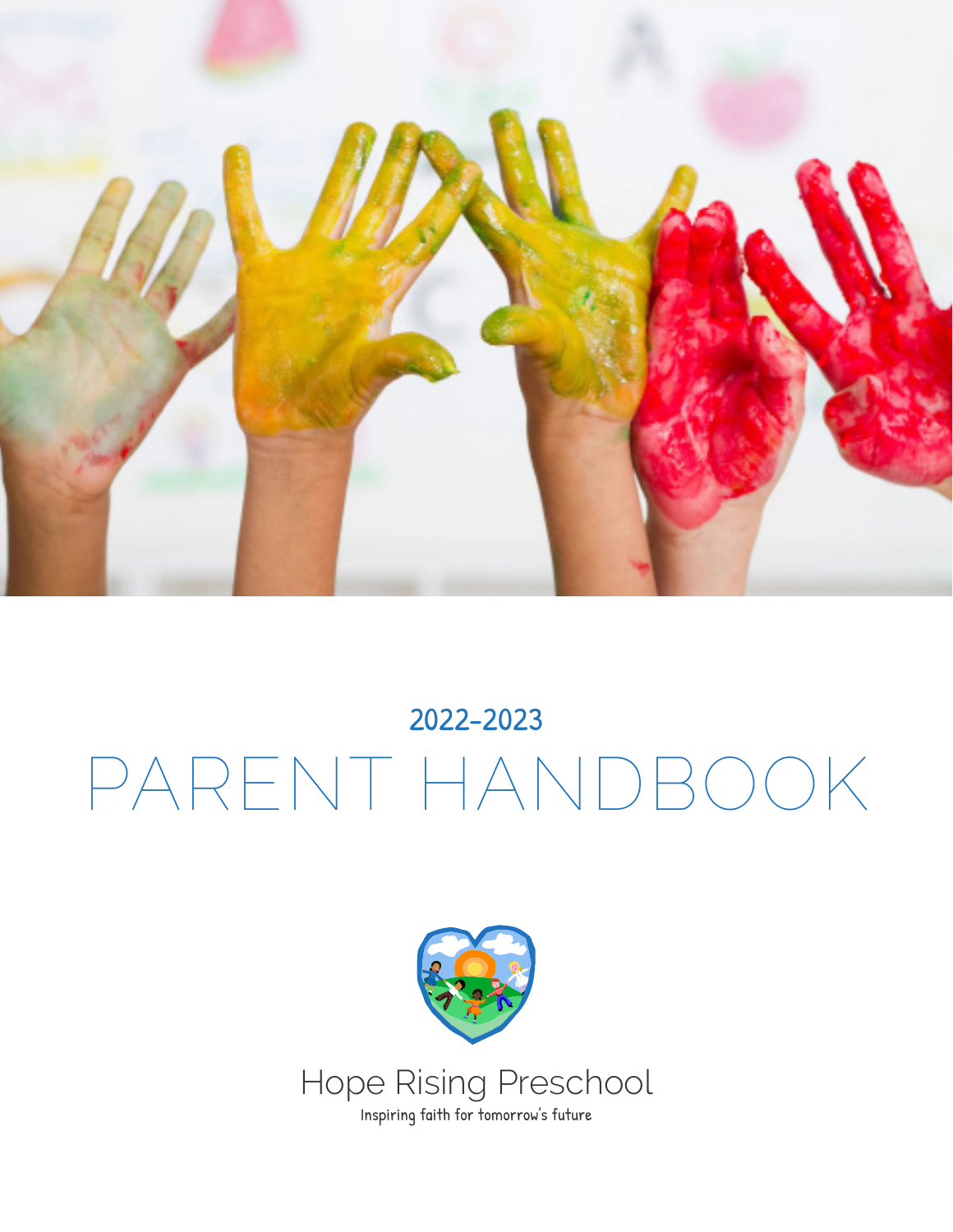2022-2023

# PARENT HANDBOOK

Hope Rising Preschool

Inspiring faith for tomorrow's future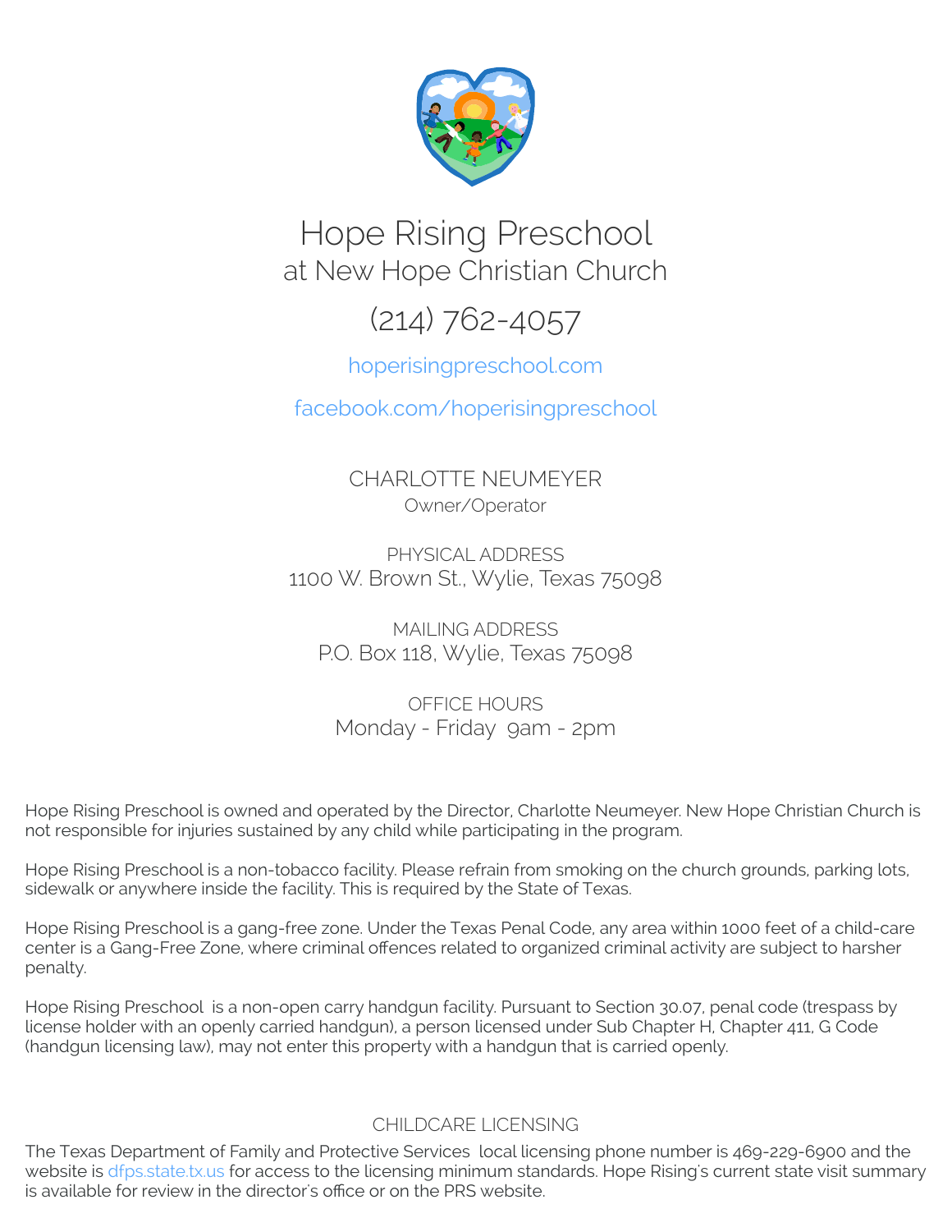# Hope Rising Preschool

at New Hope Christian Church

(214) 762-4057

hoperisingpreschool.com

facebook.com/hoperisingpreschool

CHARLOTTE NEUMEYER

Owner/Operator

PHYSICAL ADDRESS

1100 W. Brown St., Wylie, Texas 75098

MAILING ADDRESS

P.O. Box 118, Wylie, Texas 75098

OFFICE HOURS

Monday - Friday 9am - 2pm

Hope Rising Preschool is owned and operated by the Director, Charlotte Neumeyer. New Hope Christian Church is not responsible for injuries sustained by any child while participating in the program.

Hope Rising Preschool is a non-tobacco facility. Please refrain from smoking on the church grounds, parking lots, sidewalk or anywhere inside the facility. This is required by the State of Texas.

Hope Rising Preschool is a gang-free zone. Under the Texas Penal Code, any area within 1000 feet of a child-care center is a Gang-Free Zone, where criminal offences related to organized criminal activity are subject to harsher penalty.

Hope Rising Preschool is a non-open carry handgun facility. Pursuant to Section 30.07, penal code (trespass by license holder with an openly carried handgun), a person licensed under Sub Chapter H, Chapter 411, G Code (handgun licensing law), may not enter this property with a handgun that is carried openly.

## CHILDCARE LICENSING

The Texas Department of Family and Protective Services local licensing phone number is 469-229-6900 and the website is dfps.state.tx.us for access to the licensing minimum standards. Hope Rising's current state visit summary is available for review in the director's office or on the PRS website.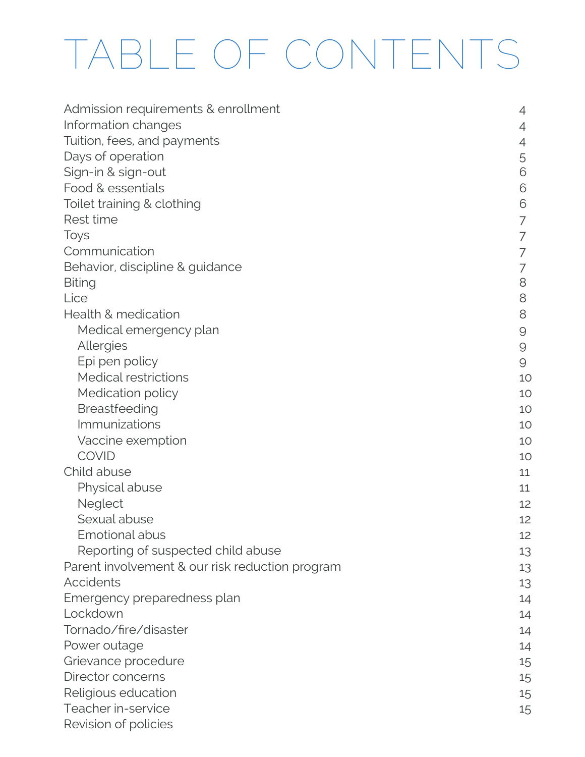# TABLE OF CONTENTS

| | |
|---|---|
| Admission requirements & enrollment | 4 |
| Information changes | 4 |
| Tuition, fees, and payments | 4 |
| Days of operation | 5 |
| Sign-in & sign-out | 6 |
| Food & essentials | 6 |
| Toilet training & clothing | 6 |
| Rest time | 7 |
| Toys | 7 |
| Communication | 7 |
| Behavior, discipline & guidance | 7 |
| Biting | 8 |
| Lice | 8 |
| Health & medication | 8 |
| Medical emergency plan | 9 |
| Allergies | 9 |
| Epi pen policy | 9 |
| Medical restrictions | 10 |
| Medication policy | 10 |
| Breastfeeding | 10 |
| Immunizations | 10 |
| Vaccine exemption | 10 |
| COVID | 10 |
| Child abuse | 11 |
| Physical abuse | 11 |
| Neglect | 12 |
| Sexual abuse | 12 |
| Emotional abus | 12 |
| Reporting of suspected child abuse | 13 |
| Parent involvement & our risk reduction program | 13 |
| Accidents | 13 |
| Emergency preparedness plan | 14 |
| Lockdown | 14 |
| Tornado/fire/disaster | 14 |
| Power outage | 14 |
| Grievance procedure | 15 |
| Director concerns | 15 |
| Religious education | 15 |
| Teacher in-service | 15 |
| Revision of policies | |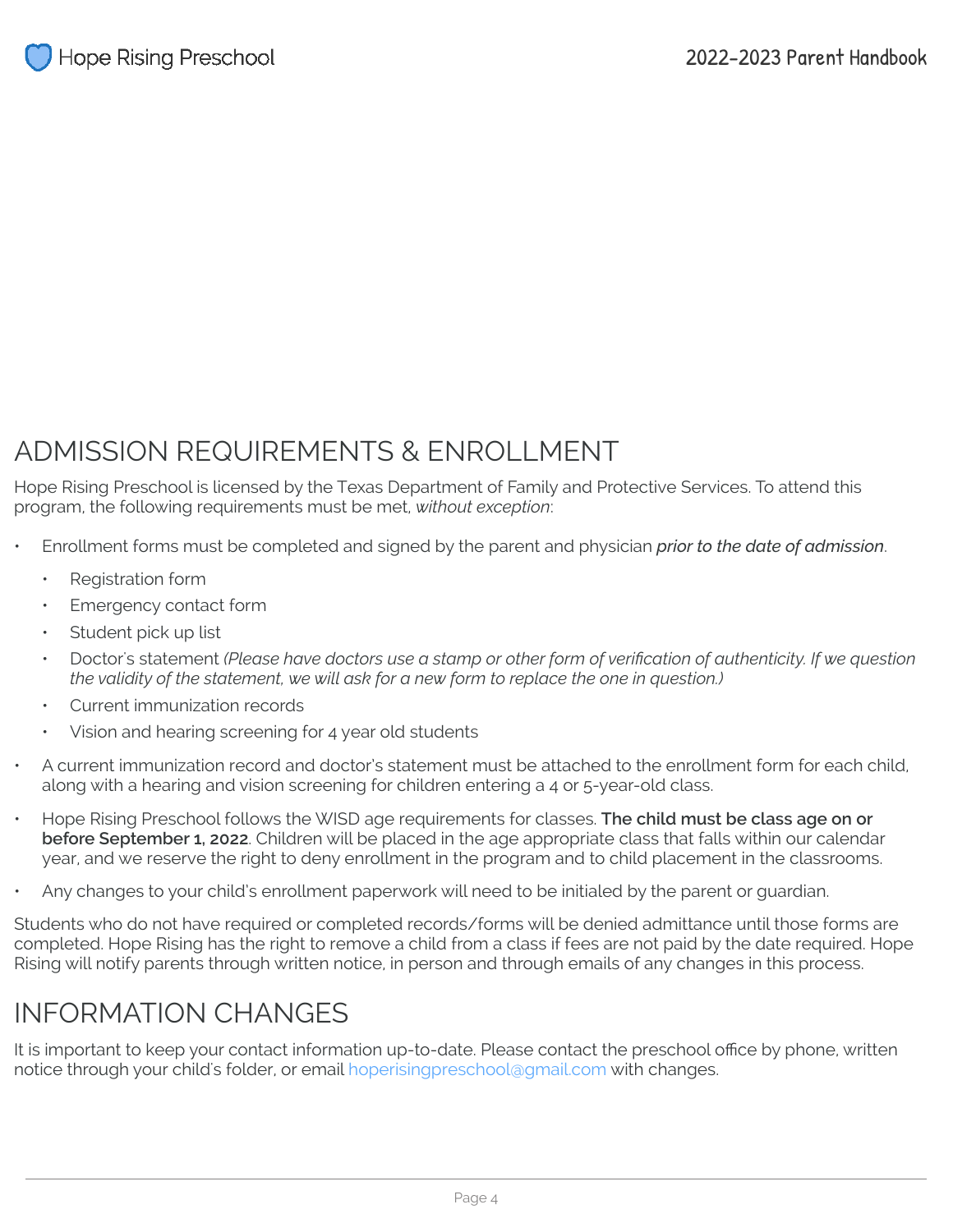# ADMISSION REQUIREMENTS & ENROLLMENT

Hope Rising Preschool is licensed by the Texas Department of Family and Protective Services. To attend this program, the following requirements must be met, *without exception*:

- Enrollment forms must be completed and signed by the parent and physician ***prior to the date of admission***.
    - Registration form
    - Emergency contact form
    - Student pick up list
    - Doctor's statement *(Please have doctors use a stamp or other form of verification of authenticity. If we question the validity of the statement, we will ask for a new form to replace the one in question.)*
    - Current immunization records
    - Vision and hearing screening for 4 year old students
- A current immunization record and doctor's statement must be attached to the enrollment form for each child, along with a hearing and vision screening for children entering a 4 or 5-year-old class.
- Hope Rising Preschool follows the WISD age requirements for classes. **The child must be class age on or before September 1, 2022**. Children will be placed in the age appropriate class that falls within our calendar year, and we reserve the right to deny enrollment in the program and to child placement in the classrooms.
- Any changes to your child's enrollment paperwork will need to be initialed by the parent or guardian.

Students who do not have required or completed records/forms will be denied admittance until those forms are completed. Hope Rising has the right to remove a child from a class if fees are not paid by the date required. Hope Rising will notify parents through written notice, in person and through emails of any changes in this process.

# INFORMATION CHANGES

It is important to keep your contact information up-to-date. Please contact the preschool office by phone, written notice through your child's folder, or email hoperisingpreschool@gmail.com with changes.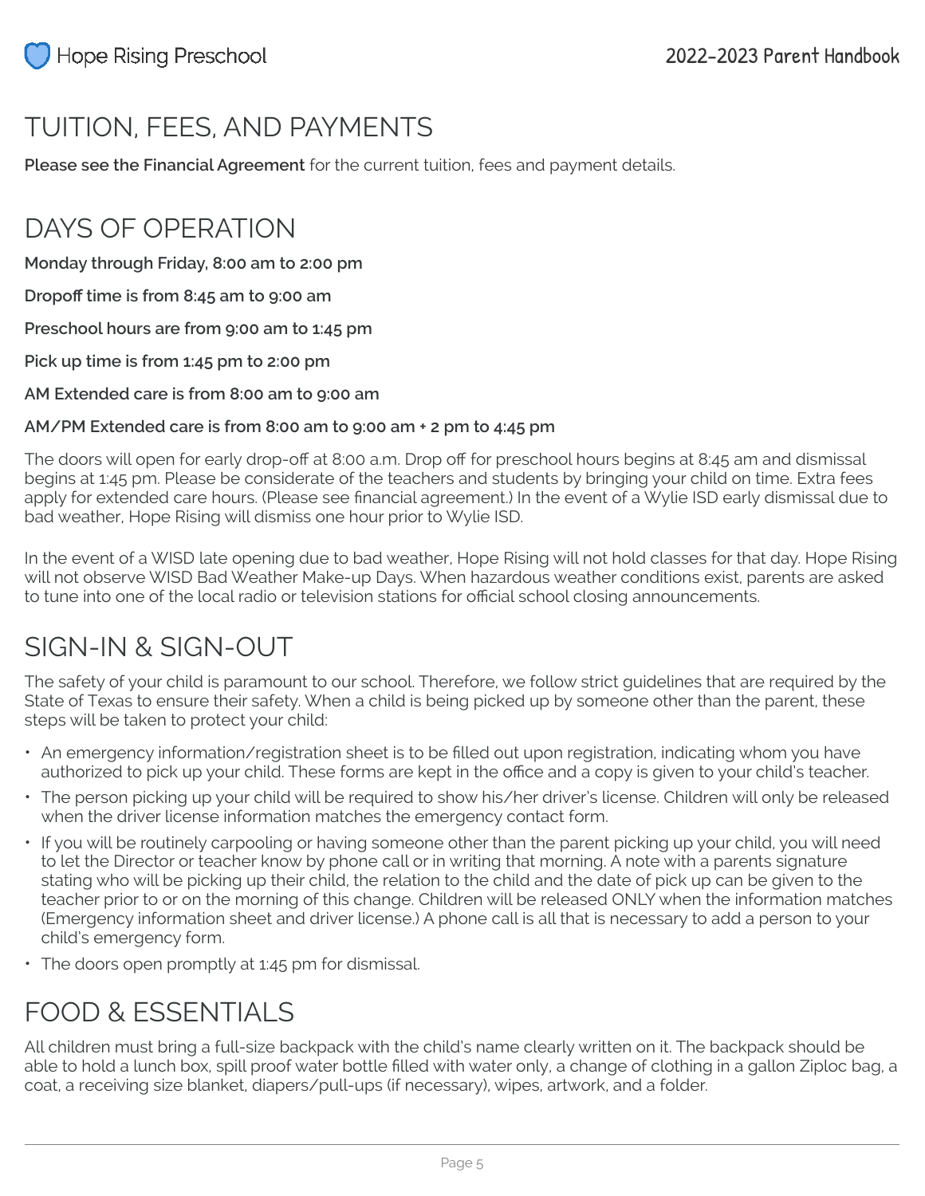# TUITION, FEES, AND PAYMENTS

**Please see the Financial Agreement** for the current tuition, fees and payment details.

# DAYS OF OPERATION

**Monday through Friday, 8:00 am to 2:00 pm**

**Dropoff time is from 8:45 am to 9:00 am**

**Preschool hours are from 9:00 am to 1:45 pm**

**Pick up time is from 1:45 pm to 2:00 pm**

**AM Extended care is from 8:00 am to 9:00 am**

**AM/PM Extended care is from 8:00 am to 9:00 am + 2 pm to 4:45 pm**

The doors will open for early drop-off at 8:00 a.m. Drop off for preschool hours begins at 8:45 am and dismissal begins at 1:45 pm. Please be considerate of the teachers and students by bringing your child on time. Extra fees apply for extended care hours. (Please see financial agreement.) In the event of a Wylie ISD early dismissal due to bad weather, Hope Rising will dismiss one hour prior to Wylie ISD.

In the event of a WISD late opening due to bad weather, Hope Rising will not hold classes for that day. Hope Rising will not observe WISD Bad Weather Make-up Days. When hazardous weather conditions exist, parents are asked to tune into one of the local radio or television stations for official school closing announcements.

# SIGN-IN & SIGN-OUT

The safety of your child is paramount to our school. Therefore, we follow strict guidelines that are required by the State of Texas to ensure their safety. When a child is being picked up by someone other than the parent, these steps will be taken to protect your child:

- An emergency information/registration sheet is to be filled out upon registration, indicating whom you have authorized to pick up your child. These forms are kept in the office and a copy is given to your child's teacher.
- The person picking up your child will be required to show his/her driver's license. Children will only be released when the driver license information matches the emergency contact form.
- If you will be routinely carpooling or having someone other than the parent picking up your child, you will need to let the Director or teacher know by phone call or in writing that morning. A note with a parents signature stating who will be picking up their child, the relation to the child and the date of pick up can be given to the teacher prior to or on the morning of this change. Children will be released ONLY when the information matches (Emergency information sheet and driver license.) A phone call is all that is necessary to add a person to your child's emergency form.
- The doors open promptly at 1:45 pm for dismissal.

# FOOD & ESSENTIALS

All children must bring a full-size backpack with the child's name clearly written on it. The backpack should be able to hold a lunch box, spill proof water bottle filled with water only, a change of clothing in a gallon Ziploc bag, a coat, a receiving size blanket, diapers/pull-ups (if necessary), wipes, artwork, and a folder.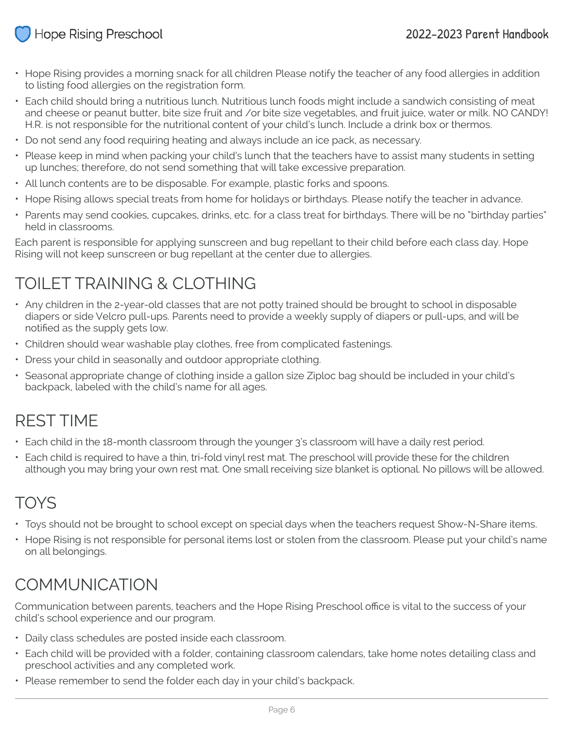- Hope Rising provides a morning snack for all children Please notify the teacher of any food allergies in addition to listing food allergies on the registration form.
- Each child should bring a nutritious lunch. Nutritious lunch foods might include a sandwich consisting of meat and cheese or peanut butter, bite size fruit and /or bite size vegetables, and fruit juice, water or milk. NO CANDY! H.R. is not responsible for the nutritional content of your child's lunch. Include a drink box or thermos.
- Do not send any food requiring heating and always include an ice pack, as necessary.
- Please keep in mind when packing your child's lunch that the teachers have to assist many students in setting up lunches; therefore, do not send something that will take excessive preparation.
- All lunch contents are to be disposable. For example, plastic forks and spoons.
- Hope Rising allows special treats from home for holidays or birthdays. Please notify the teacher in advance.
- Parents may send cookies, cupcakes, drinks, etc. for a class treat for birthdays. There will be no "birthday parties" held in classrooms.

Each parent is responsible for applying sunscreen and bug repellant to their child before each class day. Hope Rising will not keep sunscreen or bug repellant at the center due to allergies.

## TOILET TRAINING & CLOTHING

- Any children in the 2-year-old classes that are not potty trained should be brought to school in disposable diapers or side Velcro pull-ups. Parents need to provide a weekly supply of diapers or pull-ups, and will be notified as the supply gets low.
- Children should wear washable play clothes, free from complicated fastenings.
- Dress your child in seasonally and outdoor appropriate clothing.
- Seasonal appropriate change of clothing inside a gallon size Ziploc bag should be included in your child's backpack, labeled with the child's name for all ages.

## REST TIME

- Each child in the 18-month classroom through the younger 3's classroom will have a daily rest period.
- Each child is required to have a thin, tri-fold vinyl rest mat. The preschool will provide these for the children although you may bring your own rest mat. One small receiving size blanket is optional. No pillows will be allowed.

## TOYS

- Toys should not be brought to school except on special days when the teachers request Show-N-Share items.
- Hope Rising is not responsible for personal items lost or stolen from the classroom. Please put your child's name on all belongings.

## COMMUNICATION

Communication between parents, teachers and the Hope Rising Preschool office is vital to the success of your child's school experience and our program.

- Daily class schedules are posted inside each classroom.
- Each child will be provided with a folder, containing classroom calendars, take home notes detailing class and preschool activities and any completed work.
- Please remember to send the folder each day in your child's backpack.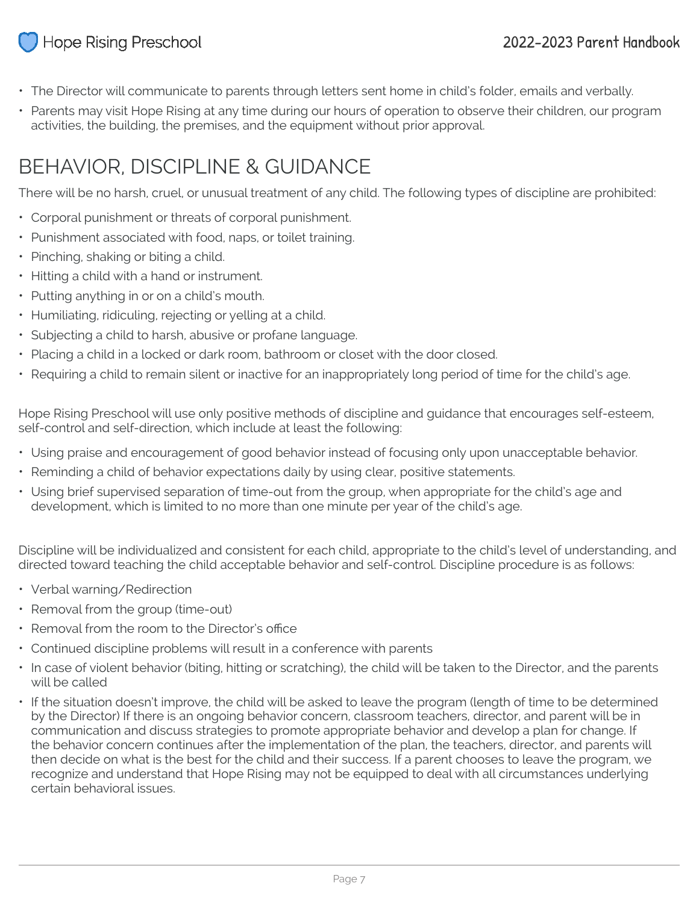- The Director will communicate to parents through letters sent home in child's folder, emails and verbally.
- Parents may visit Hope Rising at any time during our hours of operation to observe their children, our program activities, the building, the premises, and the equipment without prior approval.

# BEHAVIOR, DISCIPLINE & GUIDANCE

There will be no harsh, cruel, or unusual treatment of any child. The following types of discipline are prohibited:

- Corporal punishment or threats of corporal punishment.
- Punishment associated with food, naps, or toilet training.
- Pinching, shaking or biting a child.
- Hitting a child with a hand or instrument.
- Putting anything in or on a child's mouth.
- Humiliating, ridiculing, rejecting or yelling at a child.
- Subjecting a child to harsh, abusive or profane language.
- Placing a child in a locked or dark room, bathroom or closet with the door closed.
- Requiring a child to remain silent or inactive for an inappropriately long period of time for the child's age.

Hope Rising Preschool will use only positive methods of discipline and guidance that encourages self-esteem, self-control and self-direction, which include at least the following:

- Using praise and encouragement of good behavior instead of focusing only upon unacceptable behavior.
- Reminding a child of behavior expectations daily by using clear, positive statements.
- Using brief supervised separation of time-out from the group, when appropriate for the child's age and development, which is limited to no more than one minute per year of the child's age.

Discipline will be individualized and consistent for each child, appropriate to the child's level of understanding, and directed toward teaching the child acceptable behavior and self-control. Discipline procedure is as follows:

- Verbal warning/Redirection
- Removal from the group (time-out)
- Removal from the room to the Director's office
- Continued discipline problems will result in a conference with parents
- In case of violent behavior (biting, hitting or scratching), the child will be taken to the Director, and the parents will be called
- If the situation doesn't improve, the child will be asked to leave the program (length of time to be determined by the Director) If there is an ongoing behavior concern, classroom teachers, director, and parent will be in communication and discuss strategies to promote appropriate behavior and develop a plan for change. If the behavior concern continues after the implementation of the plan, the teachers, director, and parents will then decide on what is the best for the child and their success. If a parent chooses to leave the program, we recognize and understand that Hope Rising may not be equipped to deal with all circumstances underlying certain behavioral issues.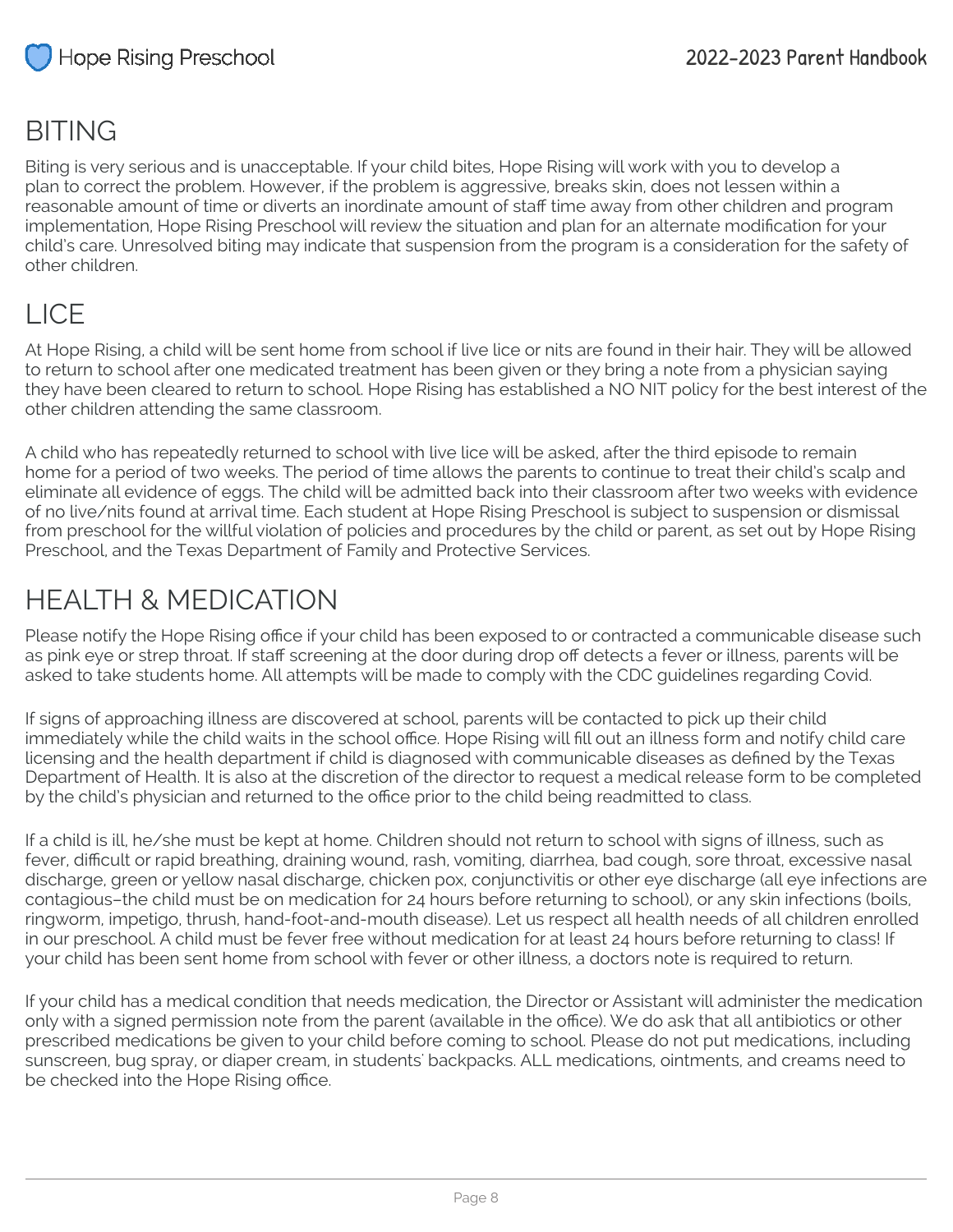## BITING

Biting is very serious and is unacceptable. If your child bites, Hope Rising will work with you to develop a plan to correct the problem. However, if the problem is aggressive, breaks skin, does not lessen within a reasonable amount of time or diverts an inordinate amount of staff time away from other children and program implementation, Hope Rising Preschool will review the situation and plan for an alternate modification for your child's care. Unresolved biting may indicate that suspension from the program is a consideration for the safety of other children.

## LICE

At Hope Rising, a child will be sent home from school if live lice or nits are found in their hair. They will be allowed to return to school after one medicated treatment has been given or they bring a note from a physician saying they have been cleared to return to school. Hope Rising has established a NO NIT policy for the best interest of the other children attending the same classroom.

A child who has repeatedly returned to school with live lice will be asked, after the third episode to remain home for a period of two weeks. The period of time allows the parents to continue to treat their child's scalp and eliminate all evidence of eggs. The child will be admitted back into their classroom after two weeks with evidence of no live/nits found at arrival time. Each student at Hope Rising Preschool is subject to suspension or dismissal from preschool for the willful violation of policies and procedures by the child or parent, as set out by Hope Rising Preschool, and the Texas Department of Family and Protective Services.

## HEALTH & MEDICATION

Please notify the Hope Rising office if your child has been exposed to or contracted a communicable disease such as pink eye or strep throat. If staff screening at the door during drop off detects a fever or illness, parents will be asked to take students home. All attempts will be made to comply with the CDC guidelines regarding Covid.

If signs of approaching illness are discovered at school, parents will be contacted to pick up their child immediately while the child waits in the school office. Hope Rising will fill out an illness form and notify child care licensing and the health department if child is diagnosed with communicable diseases as defined by the Texas Department of Health. It is also at the discretion of the director to request a medical release form to be completed by the child's physician and returned to the office prior to the child being readmitted to class.

If a child is ill, he/she must be kept at home. Children should not return to school with signs of illness, such as fever, difficult or rapid breathing, draining wound, rash, vomiting, diarrhea, bad cough, sore throat, excessive nasal discharge, green or yellow nasal discharge, chicken pox, conjunctivitis or other eye discharge (all eye infections are contagious–the child must be on medication for 24 hours before returning to school), or any skin infections (boils, ringworm, impetigo, thrush, hand-foot-and-mouth disease). Let us respect all health needs of all children enrolled in our preschool. A child must be fever free without medication for at least 24 hours before returning to class! If your child has been sent home from school with fever or other illness, a doctors note is required to return.

If your child has a medical condition that needs medication, the Director or Assistant will administer the medication only with a signed permission note from the parent (available in the office). We do ask that all antibiotics or other prescribed medications be given to your child before coming to school. Please do not put medications, including sunscreen, bug spray, or diaper cream, in students' backpacks. ALL medications, ointments, and creams need to be checked into the Hope Rising office.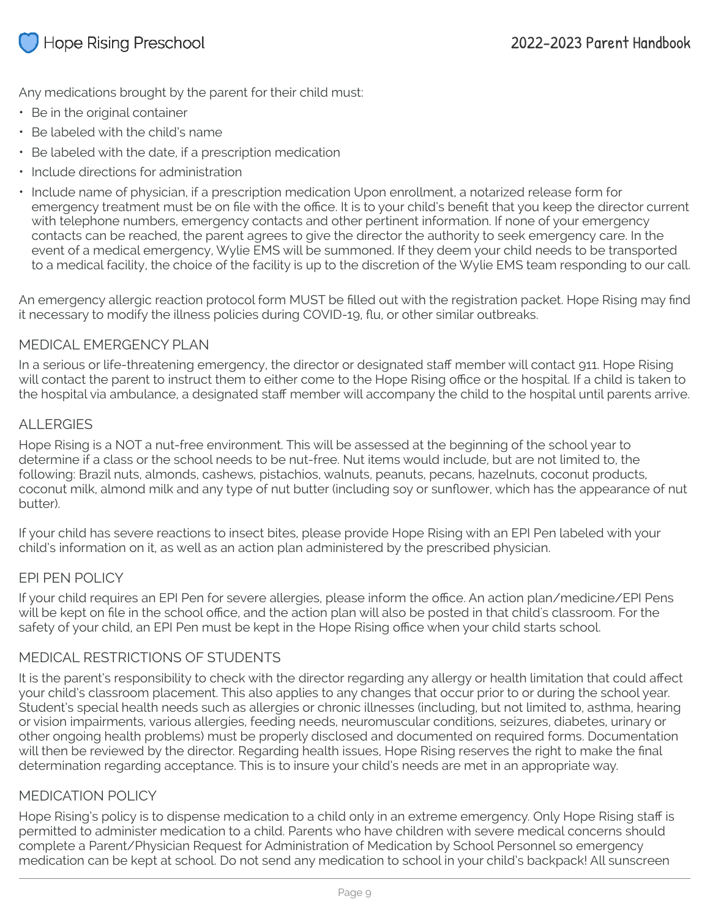Any medications brought by the parent for their child must:

- Be in the original container
- Be labeled with the child's name
- Be labeled with the date, if a prescription medication
- Include directions for administration
- Include name of physician, if a prescription medication Upon enrollment, a notarized release form for emergency treatment must be on file with the office. It is to your child's benefit that you keep the director current with telephone numbers, emergency contacts and other pertinent information. If none of your emergency contacts can be reached, the parent agrees to give the director the authority to seek emergency care. In the event of a medical emergency, Wylie EMS will be summoned. If they deem your child needs to be transported to a medical facility, the choice of the facility is up to the discretion of the Wylie EMS team responding to our call.

An emergency allergic reaction protocol form MUST be filled out with the registration packet. Hope Rising may find it necessary to modify the illness policies during COVID-19, flu, or other similar outbreaks.

## MEDICAL EMERGENCY PLAN

In a serious or life-threatening emergency, the director or designated staff member will contact 911. Hope Rising will contact the parent to instruct them to either come to the Hope Rising office or the hospital. If a child is taken to the hospital via ambulance, a designated staff member will accompany the child to the hospital until parents arrive.

## ALLERGIES

Hope Rising is a NOT a nut-free environment. This will be assessed at the beginning of the school year to determine if a class or the school needs to be nut-free. Nut items would include, but are not limited to, the following: Brazil nuts, almonds, cashews, pistachios, walnuts, peanuts, pecans, hazelnuts, coconut products, coconut milk, almond milk and any type of nut butter (including soy or sunflower, which has the appearance of nut butter).

If your child has severe reactions to insect bites, please provide Hope Rising with an EPI Pen labeled with your child's information on it, as well as an action plan administered by the prescribed physician.

## EPI PEN POLICY

If your child requires an EPI Pen for severe allergies, please inform the office. An action plan/medicine/EPI Pens will be kept on file in the school office, and the action plan will also be posted in that child's classroom. For the safety of your child, an EPI Pen must be kept in the Hope Rising office when your child starts school.

## MEDICAL RESTRICTIONS OF STUDENTS

It is the parent's responsibility to check with the director regarding any allergy or health limitation that could affect your child's classroom placement. This also applies to any changes that occur prior to or during the school year. Student's special health needs such as allergies or chronic illnesses (including, but not limited to, asthma, hearing or vision impairments, various allergies, feeding needs, neuromuscular conditions, seizures, diabetes, urinary or other ongoing health problems) must be properly disclosed and documented on required forms. Documentation will then be reviewed by the director. Regarding health issues, Hope Rising reserves the right to make the final determination regarding acceptance. This is to insure your child's needs are met in an appropriate way.

## MEDICATION POLICY

Hope Rising's policy is to dispense medication to a child only in an extreme emergency. Only Hope Rising staff is permitted to administer medication to a child. Parents who have children with severe medical concerns should complete a Parent/Physician Request for Administration of Medication by School Personnel so emergency medication can be kept at school. Do not send any medication to school in your child's backpack! All sunscreen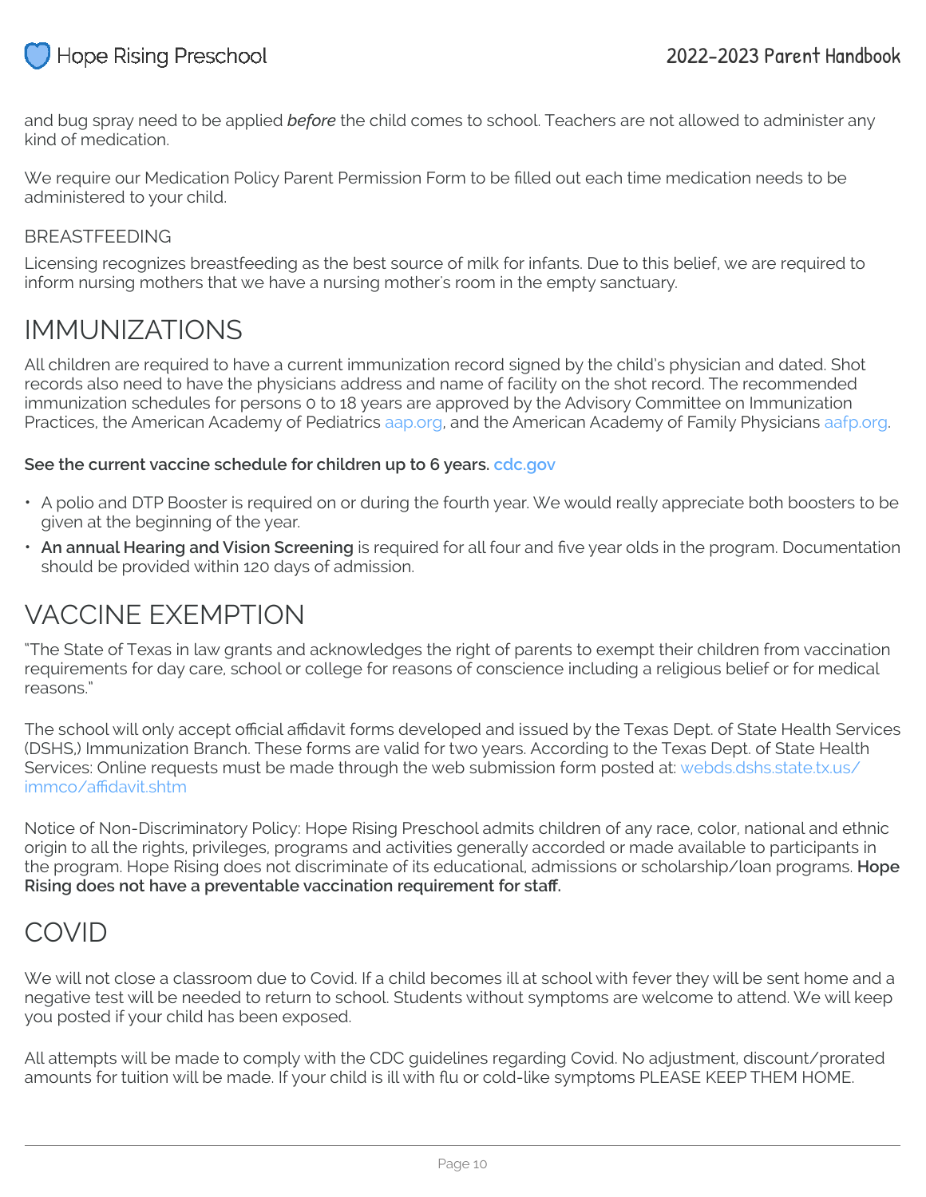and bug spray need to be applied *before* the child comes to school. Teachers are not allowed to administer any kind of medication.

We require our Medication Policy Parent Permission Form to be filled out each time medication needs to be administered to your child.

### BREASTFEEDING

Licensing recognizes breastfeeding as the best source of milk for infants. Due to this belief, we are required to inform nursing mothers that we have a nursing mother's room in the empty sanctuary.

## IMMUNIZATIONS

All children are required to have a current immunization record signed by the child's physician and dated. Shot records also need to have the physicians address and name of facility on the shot record. The recommended immunization schedules for persons 0 to 18 years are approved by the Advisory Committee on Immunization Practices, the American Academy of Pediatrics aap.org, and the American Academy of Family Physicians aafp.org.

**See the current vaccine schedule for children up to 6 years.** cdc.gov

- A polio and DTP Booster is required on or during the fourth year. We would really appreciate both boosters to be given at the beginning of the year.
- **An annual Hearing and Vision Screening** is required for all four and five year olds in the program. Documentation should be provided within 120 days of admission.

## VACCINE EXEMPTION

"The State of Texas in law grants and acknowledges the right of parents to exempt their children from vaccination requirements for day care, school or college for reasons of conscience including a religious belief or for medical reasons."

The school will only accept official affidavit forms developed and issued by the Texas Dept. of State Health Services (DSHS,) Immunization Branch. These forms are valid for two years. According to the Texas Dept. of State Health Services: Online requests must be made through the web submission form posted at: webds.dshs.state.tx.us/immco/affidavit.shtm

Notice of Non-Discriminatory Policy: Hope Rising Preschool admits children of any race, color, national and ethnic origin to all the rights, privileges, programs and activities generally accorded or made available to participants in the program. Hope Rising does not discriminate of its educational, admissions or scholarship/loan programs. **Hope Rising does not have a preventable vaccination requirement for staff.**

## COVID

We will not close a classroom due to Covid. If a child becomes ill at school with fever they will be sent home and a negative test will be needed to return to school. Students without symptoms are welcome to attend. We will keep you posted if your child has been exposed.

All attempts will be made to comply with the CDC guidelines regarding Covid. No adjustment, discount/prorated amounts for tuition will be made. If your child is ill with flu or cold-like symptoms PLEASE KEEP THEM HOME.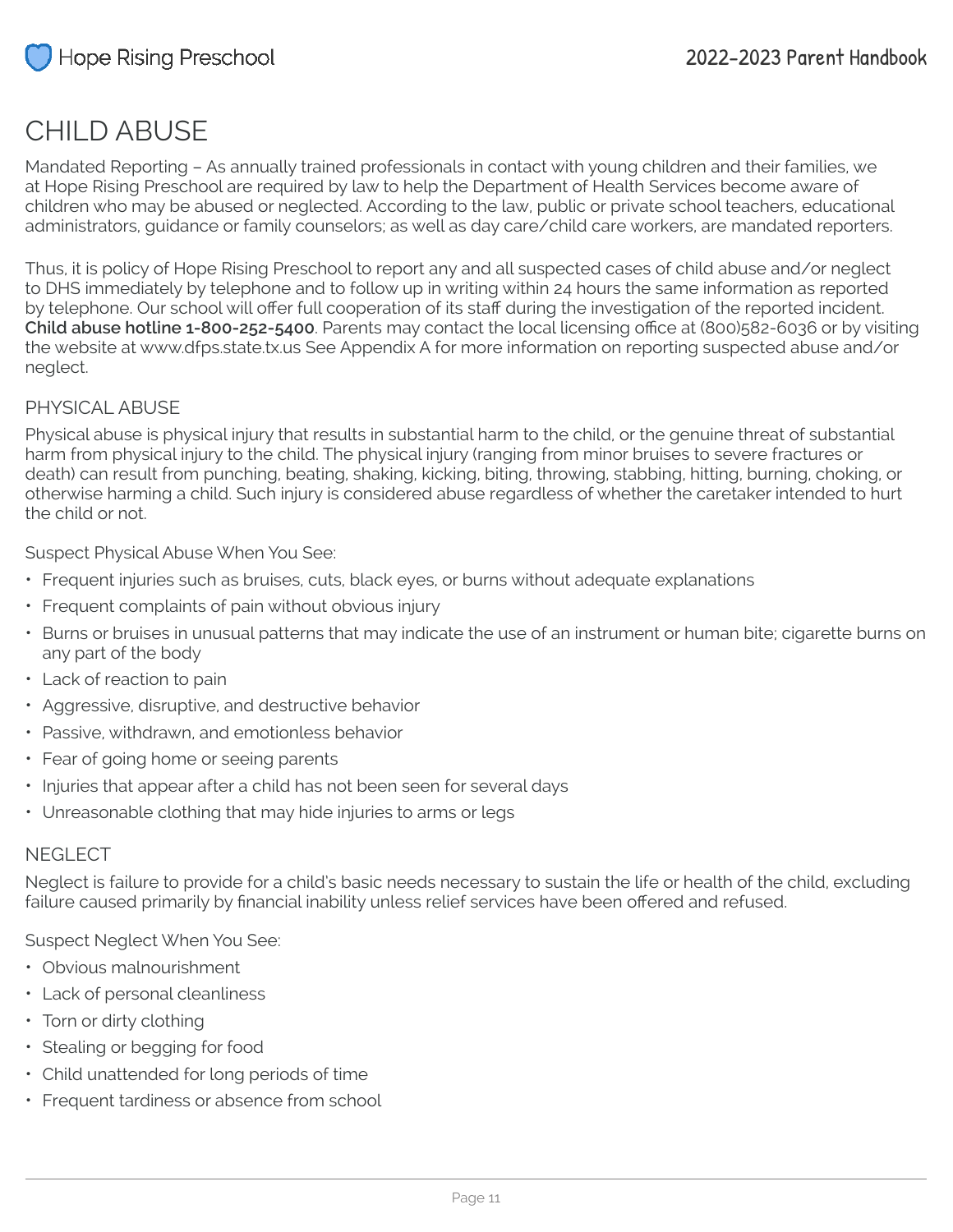# CHILD ABUSE

Mandated Reporting – As annually trained professionals in contact with young children and their families, we at Hope Rising Preschool are required by law to help the Department of Health Services become aware of children who may be abused or neglected. According to the law, public or private school teachers, educational administrators, guidance or family counselors; as well as day care/child care workers, are mandated reporters.

Thus, it is policy of Hope Rising Preschool to report any and all suspected cases of child abuse and/or neglect to DHS immediately by telephone and to follow up in writing within 24 hours the same information as reported by telephone. Our school will offer full cooperation of its staff during the investigation of the reported incident. **Child abuse hotline 1-800-252-5400**. Parents may contact the local licensing office at (800)582-6036 or by visiting the website at www.dfps.state.tx.us See Appendix A for more information on reporting suspected abuse and/or neglect.

## PHYSICAL ABUSE

Physical abuse is physical injury that results in substantial harm to the child, or the genuine threat of substantial harm from physical injury to the child. The physical injury (ranging from minor bruises to severe fractures or death) can result from punching, beating, shaking, kicking, biting, throwing, stabbing, hitting, burning, choking, or otherwise harming a child. Such injury is considered abuse regardless of whether the caretaker intended to hurt the child or not.

Suspect Physical Abuse When You See:

- Frequent injuries such as bruises, cuts, black eyes, or burns without adequate explanations
- Frequent complaints of pain without obvious injury
- Burns or bruises in unusual patterns that may indicate the use of an instrument or human bite; cigarette burns on any part of the body
- Lack of reaction to pain
- Aggressive, disruptive, and destructive behavior
- Passive, withdrawn, and emotionless behavior
- Fear of going home or seeing parents
- Injuries that appear after a child has not been seen for several days
- Unreasonable clothing that may hide injuries to arms or legs

## NEGLECT

Neglect is failure to provide for a child's basic needs necessary to sustain the life or health of the child, excluding failure caused primarily by financial inability unless relief services have been offered and refused.

Suspect Neglect When You See:

- Obvious malnourishment
- Lack of personal cleanliness
- Torn or dirty clothing
- Stealing or begging for food
- Child unattended for long periods of time
- Frequent tardiness or absence from school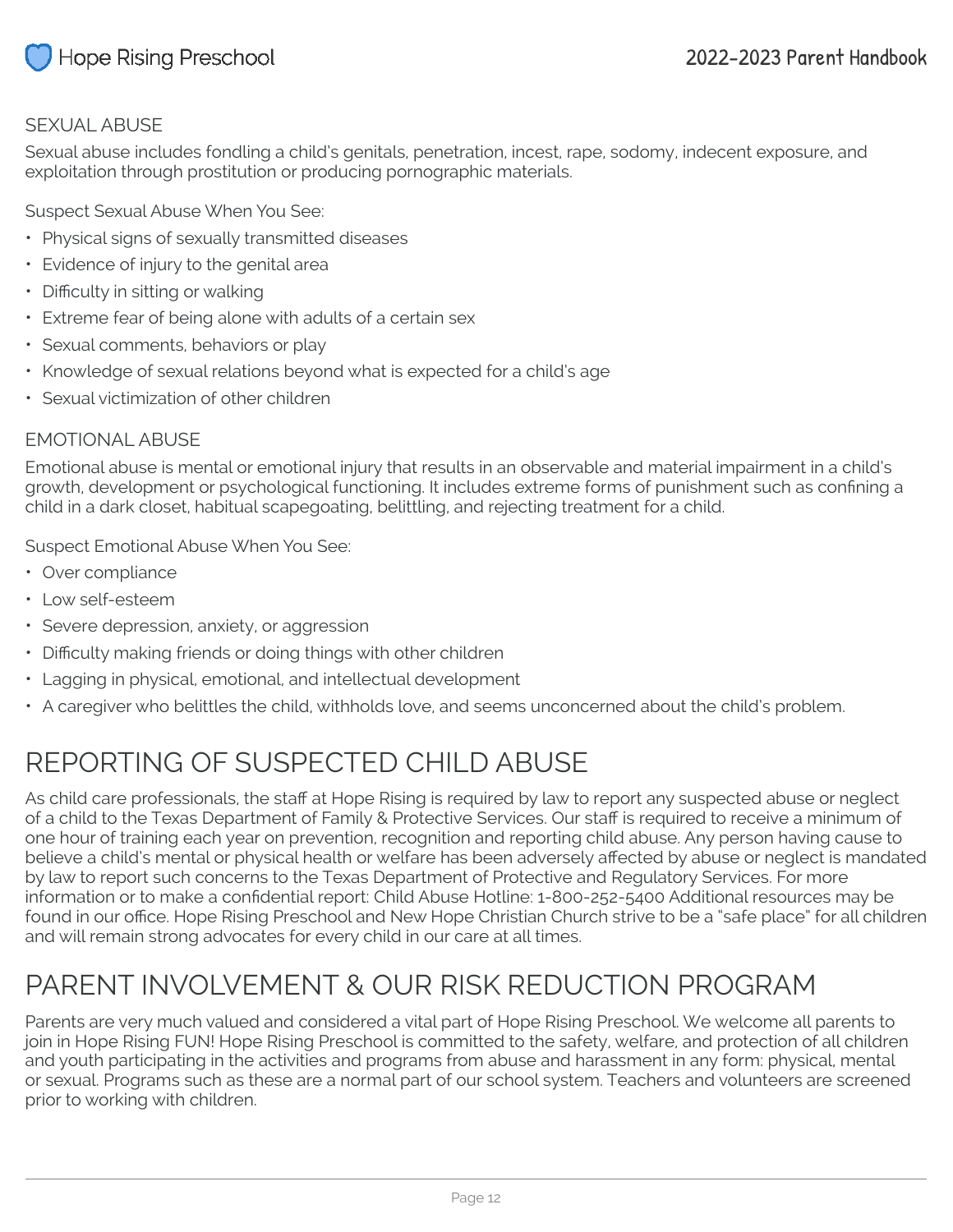### SEXUAL ABUSE

Sexual abuse includes fondling a child's genitals, penetration, incest, rape, sodomy, indecent exposure, and exploitation through prostitution or producing pornographic materials.

Suspect Sexual Abuse When You See:

- Physical signs of sexually transmitted diseases
- Evidence of injury to the genital area
- Difficulty in sitting or walking
- Extreme fear of being alone with adults of a certain sex
- Sexual comments, behaviors or play
- Knowledge of sexual relations beyond what is expected for a child's age
- Sexual victimization of other children

### EMOTIONAL ABUSE

Emotional abuse is mental or emotional injury that results in an observable and material impairment in a child's growth, development or psychological functioning. It includes extreme forms of punishment such as confining a child in a dark closet, habitual scapegoating, belittling, and rejecting treatment for a child.

Suspect Emotional Abuse When You See:

- Over compliance
- Low self-esteem
- Severe depression, anxiety, or aggression
- Difficulty making friends or doing things with other children
- Lagging in physical, emotional, and intellectual development
- A caregiver who belittles the child, withholds love, and seems unconcerned about the child's problem.

# REPORTING OF SUSPECTED CHILD ABUSE

As child care professionals, the staff at Hope Rising is required by law to report any suspected abuse or neglect of a child to the Texas Department of Family & Protective Services. Our staff is required to receive a minimum of one hour of training each year on prevention, recognition and reporting child abuse. Any person having cause to believe a child's mental or physical health or welfare has been adversely affected by abuse or neglect is mandated by law to report such concerns to the Texas Department of Protective and Regulatory Services. For more information or to make a confidential report: Child Abuse Hotline: 1-800-252-5400 Additional resources may be found in our office. Hope Rising Preschool and New Hope Christian Church strive to be a "safe place" for all children and will remain strong advocates for every child in our care at all times.

# PARENT INVOLVEMENT & OUR RISK REDUCTION PROGRAM

Parents are very much valued and considered a vital part of Hope Rising Preschool. We welcome all parents to join in Hope Rising FUN! Hope Rising Preschool is committed to the safety, welfare, and protection of all children and youth participating in the activities and programs from abuse and harassment in any form: physical, mental or sexual. Programs such as these are a normal part of our school system. Teachers and volunteers are screened prior to working with children.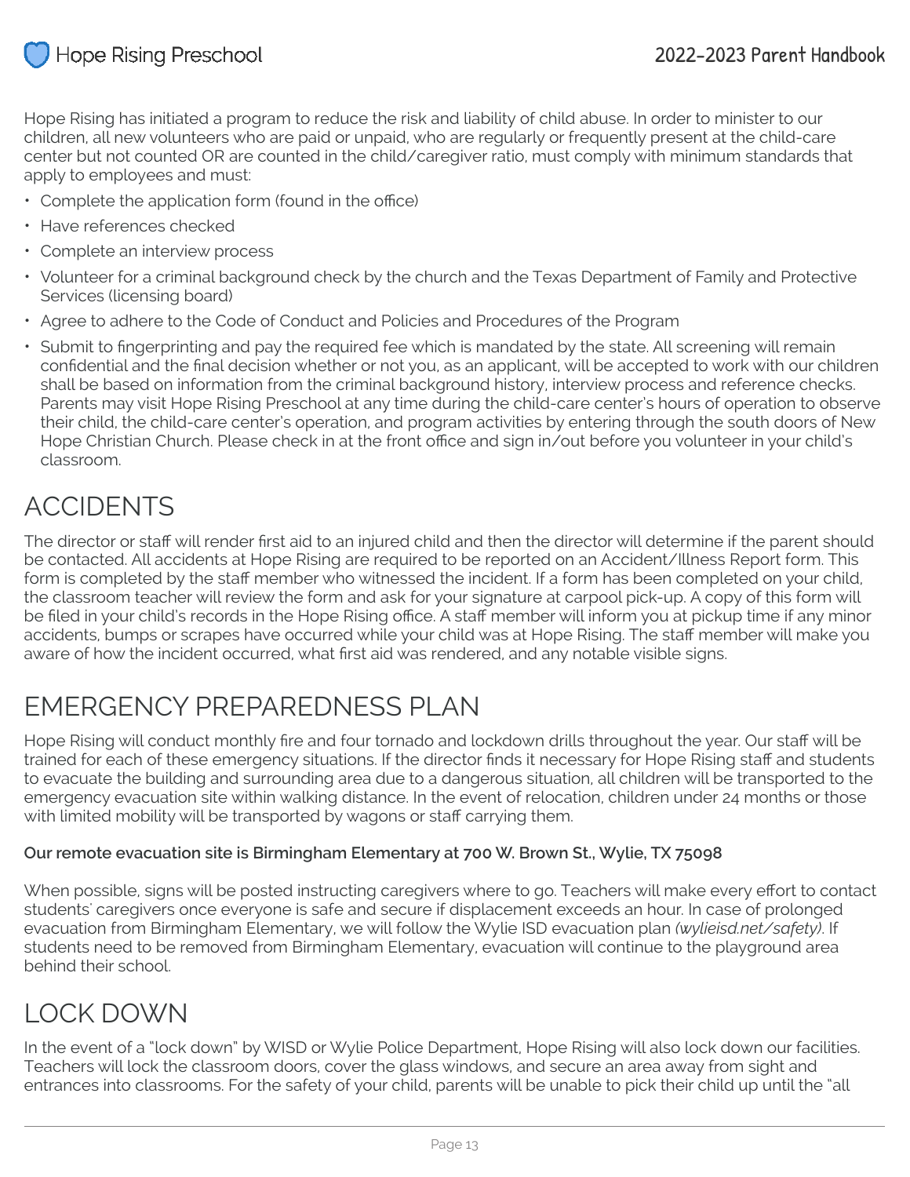Hope Rising has initiated a program to reduce the risk and liability of child abuse. In order to minister to our children, all new volunteers who are paid or unpaid, who are regularly or frequently present at the child-care center but not counted OR are counted in the child/caregiver ratio, must comply with minimum standards that apply to employees and must:

- Complete the application form (found in the office)
- Have references checked
- Complete an interview process
- Volunteer for a criminal background check by the church and the Texas Department of Family and Protective Services (licensing board)
- Agree to adhere to the Code of Conduct and Policies and Procedures of the Program
- Submit to fingerprinting and pay the required fee which is mandated by the state. All screening will remain confidential and the final decision whether or not you, as an applicant, will be accepted to work with our children shall be based on information from the criminal background history, interview process and reference checks. Parents may visit Hope Rising Preschool at any time during the child-care center's hours of operation to observe their child, the child-care center's operation, and program activities by entering through the south doors of New Hope Christian Church. Please check in at the front office and sign in/out before you volunteer in your child's classroom.

# ACCIDENTS

The director or staff will render first aid to an injured child and then the director will determine if the parent should be contacted. All accidents at Hope Rising are required to be reported on an Accident/Illness Report form. This form is completed by the staff member who witnessed the incident. If a form has been completed on your child, the classroom teacher will review the form and ask for your signature at carpool pick-up. A copy of this form will be filed in your child's records in the Hope Rising office. A staff member will inform you at pickup time if any minor accidents, bumps or scrapes have occurred while your child was at Hope Rising. The staff member will make you aware of how the incident occurred, what first aid was rendered, and any notable visible signs.

# EMERGENCY PREPAREDNESS PLAN

Hope Rising will conduct monthly fire and four tornado and lockdown drills throughout the year. Our staff will be trained for each of these emergency situations. If the director finds it necessary for Hope Rising staff and students to evacuate the building and surrounding area due to a dangerous situation, all children will be transported to the emergency evacuation site within walking distance. In the event of relocation, children under 24 months or those with limited mobility will be transported by wagons or staff carrying them.

**Our remote evacuation site is Birmingham Elementary at 700 W. Brown St., Wylie, TX 75098**

When possible, signs will be posted instructing caregivers where to go. Teachers will make every effort to contact students' caregivers once everyone is safe and secure if displacement exceeds an hour. In case of prolonged evacuation from Birmingham Elementary, we will follow the Wylie ISD evacuation plan *(wylieisd.net/safety)*. If students need to be removed from Birmingham Elementary, evacuation will continue to the playground area behind their school.

# LOCK DOWN

In the event of a "lock down" by WISD or Wylie Police Department, Hope Rising will also lock down our facilities. Teachers will lock the classroom doors, cover the glass windows, and secure an area away from sight and entrances into classrooms. For the safety of your child, parents will be unable to pick their child up until the "all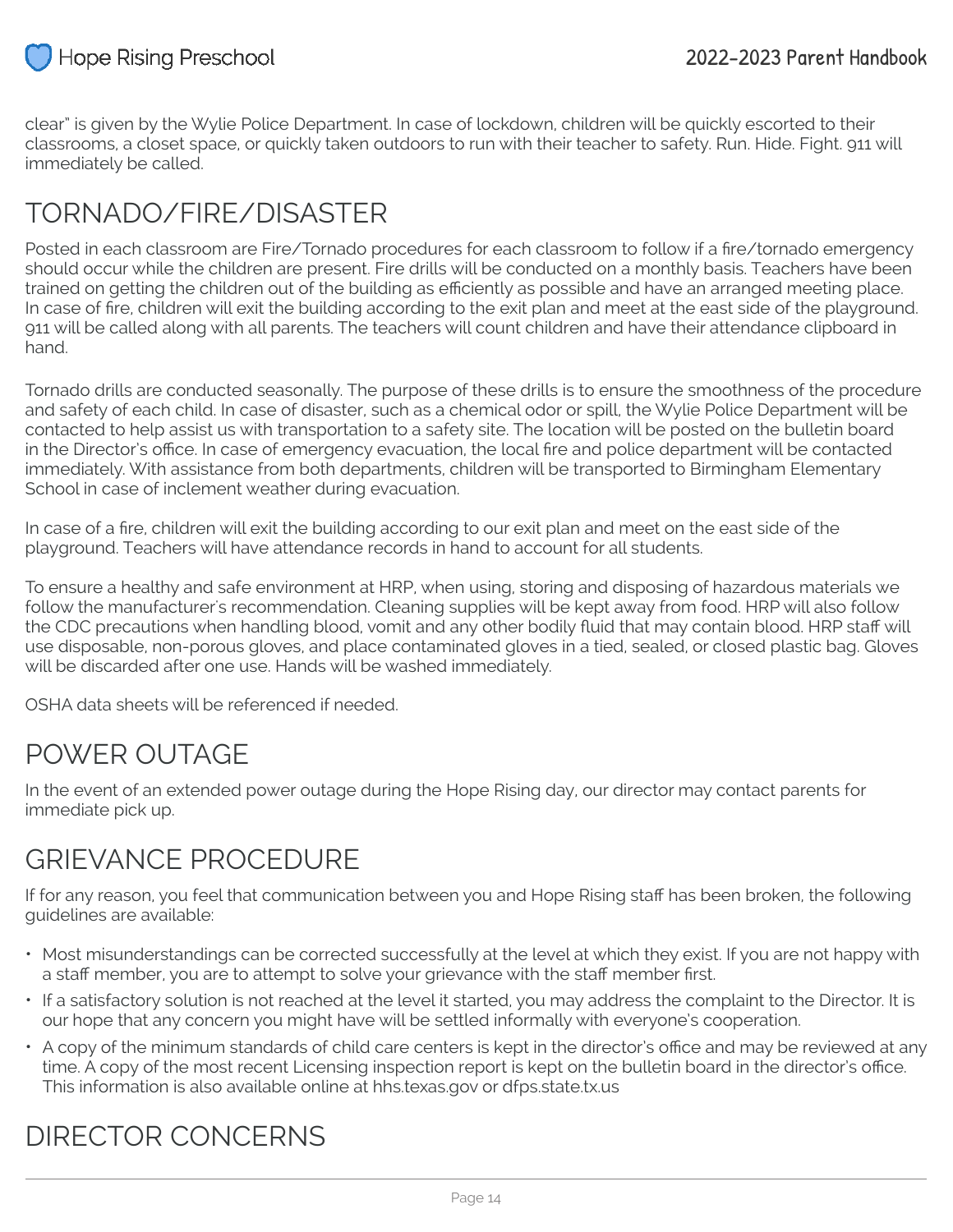clear" is given by the Wylie Police Department. In case of lockdown, children will be quickly escorted to their classrooms, a closet space, or quickly taken outdoors to run with their teacher to safety. Run. Hide. Fight. 911 will immediately be called.

## TORNADO/FIRE/DISASTER

Posted in each classroom are Fire/Tornado procedures for each classroom to follow if a fire/tornado emergency should occur while the children are present. Fire drills will be conducted on a monthly basis. Teachers have been trained on getting the children out of the building as efficiently as possible and have an arranged meeting place. In case of fire, children will exit the building according to the exit plan and meet at the east side of the playground. 911 will be called along with all parents. The teachers will count children and have their attendance clipboard in hand.

Tornado drills are conducted seasonally. The purpose of these drills is to ensure the smoothness of the procedure and safety of each child. In case of disaster, such as a chemical odor or spill, the Wylie Police Department will be contacted to help assist us with transportation to a safety site. The location will be posted on the bulletin board in the Director's office. In case of emergency evacuation, the local fire and police department will be contacted immediately. With assistance from both departments, children will be transported to Birmingham Elementary School in case of inclement weather during evacuation.

In case of a fire, children will exit the building according to our exit plan and meet on the east side of the playground. Teachers will have attendance records in hand to account for all students.

To ensure a healthy and safe environment at HRP, when using, storing and disposing of hazardous materials we follow the manufacturer's recommendation. Cleaning supplies will be kept away from food. HRP will also follow the CDC precautions when handling blood, vomit and any other bodily fluid that may contain blood. HRP staff will use disposable, non-porous gloves, and place contaminated gloves in a tied, sealed, or closed plastic bag. Gloves will be discarded after one use. Hands will be washed immediately.

OSHA data sheets will be referenced if needed.

## POWER OUTAGE

In the event of an extended power outage during the Hope Rising day, our director may contact parents for immediate pick up.

## GRIEVANCE PROCEDURE

If for any reason, you feel that communication between you and Hope Rising staff has been broken, the following guidelines are available:

- Most misunderstandings can be corrected successfully at the level at which they exist. If you are not happy with a staff member, you are to attempt to solve your grievance with the staff member first.
- If a satisfactory solution is not reached at the level it started, you may address the complaint to the Director. It is our hope that any concern you might have will be settled informally with everyone's cooperation.
- A copy of the minimum standards of child care centers is kept in the director's office and may be reviewed at any time. A copy of the most recent Licensing inspection report is kept on the bulletin board in the director's office. This information is also available online at hhs.texas.gov or dfps.state.tx.us

## DIRECTOR CONCERNS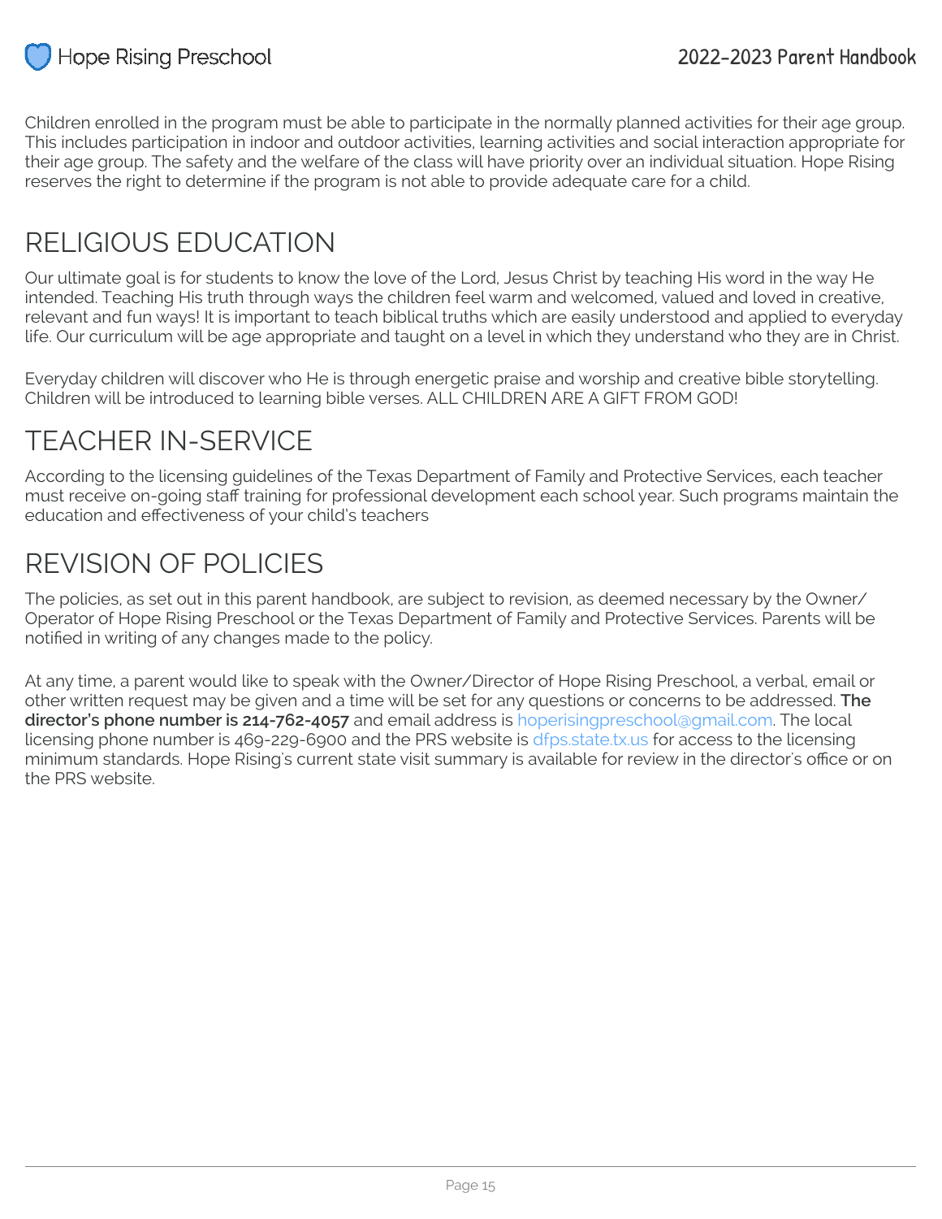Children enrolled in the program must be able to participate in the normally planned activities for their age group. This includes participation in indoor and outdoor activities, learning activities and social interaction appropriate for their age group. The safety and the welfare of the class will have priority over an individual situation. Hope Rising reserves the right to determine if the program is not able to provide adequate care for a child.

# RELIGIOUS EDUCATION

Our ultimate goal is for students to know the love of the Lord, Jesus Christ by teaching His word in the way He intended. Teaching His truth through ways the children feel warm and welcomed, valued and loved in creative, relevant and fun ways! It is important to teach biblical truths which are easily understood and applied to everyday life. Our curriculum will be age appropriate and taught on a level in which they understand who they are in Christ.

Everyday children will discover who He is through energetic praise and worship and creative bible storytelling. Children will be introduced to learning bible verses. ALL CHILDREN ARE A GIFT FROM GOD!

# TEACHER IN-SERVICE

According to the licensing guidelines of the Texas Department of Family and Protective Services, each teacher must receive on-going staff training for professional development each school year. Such programs maintain the education and effectiveness of your child's teachers

# REVISION OF POLICIES

The policies, as set out in this parent handbook, are subject to revision, as deemed necessary by the Owner/Operator of Hope Rising Preschool or the Texas Department of Family and Protective Services. Parents will be notified in writing of any changes made to the policy.

At any time, a parent would like to speak with the Owner/Director of Hope Rising Preschool, a verbal, email or other written request may be given and a time will be set for any questions or concerns to be addressed. **The director's phone number is 214-762-4057** and email address is hoperisingpreschool@gmail.com. The local licensing phone number is 469-229-6900 and the PRS website is dfps.state.tx.us for access to the licensing minimum standards. Hope Rising's current state visit summary is available for review in the director's office or on the PRS website.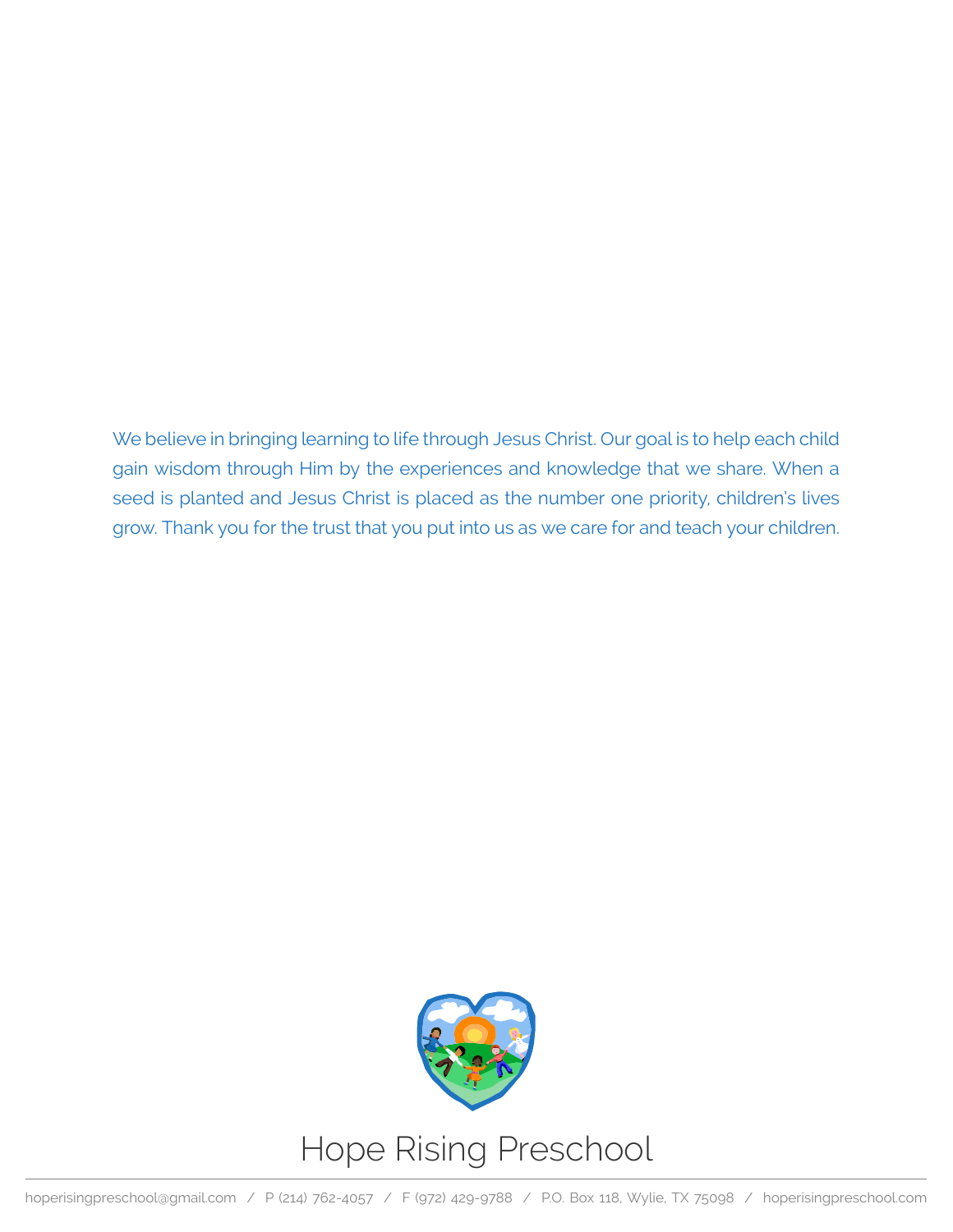We believe in bringing learning to life through Jesus Christ. Our goal is to help each child gain wisdom through Him by the experiences and knowledge that we share. When a seed is planted and Jesus Christ is placed as the number one priority, children's lives grow. Thank you for the trust that you put into us as we care for and teach your children.

Hope Rising Preschool

hoperisingpreschool@gmail.com / P (214) 762-4057 / F (972) 429-9788 / P.O. Box 118, Wylie, TX 75098 / hoperisingpreschool.com